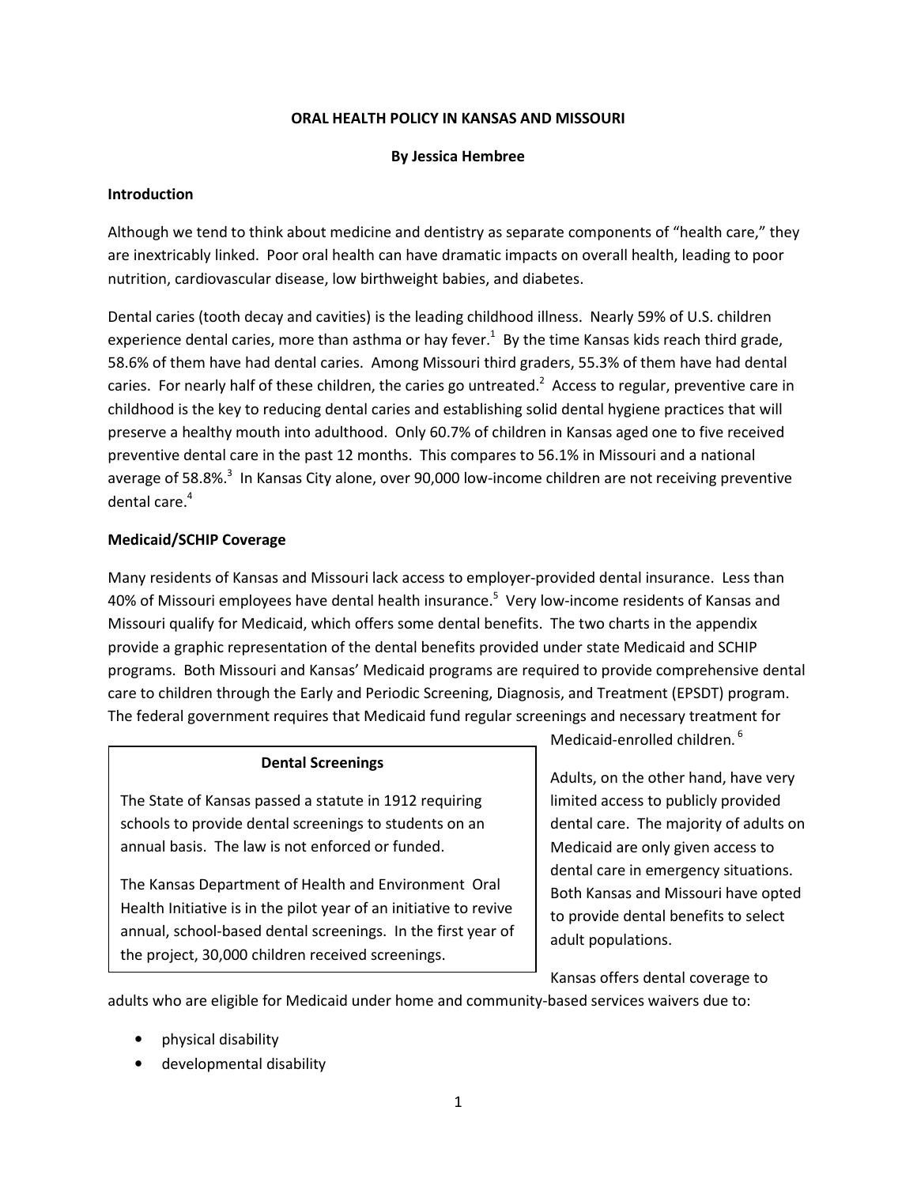# ORAL HEALTH POLICY IN KANSAS AND MISSOURI

**By Jessica Hembree**

## Introduction

Although we tend to think about medicine and dentistry as separate components of "health care," they are inextricably linked. Poor oral health can have dramatic impacts on overall health, leading to poor nutrition, cardiovascular disease, low birthweight babies, and diabetes.

Dental caries (tooth decay and cavities) is the leading childhood illness. Nearly 59% of U.S. children experience dental caries, more than asthma or hay fever.[1] By the time Kansas kids reach third grade, 58.6% of them have had dental caries. Among Missouri third graders, 55.3% of them have had dental caries. For nearly half of these children, the caries go untreated.[2] Access to regular, preventive care in childhood is the key to reducing dental caries and establishing solid dental hygiene practices that will preserve a healthy mouth into adulthood. Only 60.7% of children in Kansas aged one to five received preventive dental care in the past 12 months. This compares to 56.1% in Missouri and a national average of 58.8%.[3] In Kansas City alone, over 90,000 low-income children are not receiving preventive dental care.[4]

## Medicaid/SCHIP Coverage

Many residents of Kansas and Missouri lack access to employer-provided dental insurance. Less than 40% of Missouri employees have dental health insurance.[5] Very low-income residents of Kansas and Missouri qualify for Medicaid, which offers some dental benefits. The two charts in the appendix provide a graphic representation of the dental benefits provided under state Medicaid and SCHIP programs. Both Missouri and Kansas' Medicaid programs are required to provide comprehensive dental care to children through the Early and Periodic Screening, Diagnosis, and Treatment (EPSDT) program. The federal government requires that Medicaid fund regular screenings and necessary treatment for Medicaid-enrolled children.[6]

> **Dental Screenings**
>
> The State of Kansas passed a statute in 1912 requiring schools to provide dental screenings to students on an annual basis. The law is not enforced or funded.
>
> The Kansas Department of Health and Environment Oral Health Initiative is in the pilot year of an initiative to revive annual, school-based dental screenings. In the first year of the project, 30,000 children received screenings.

Adults, on the other hand, have very limited access to publicly provided dental care. The majority of adults on Medicaid are only given access to dental care in emergency situations. Both Kansas and Missouri have opted to provide dental benefits to select adult populations.

Kansas offers dental coverage to adults who are eligible for Medicaid under home and community-based services waivers due to:

- physical disability
- developmental disability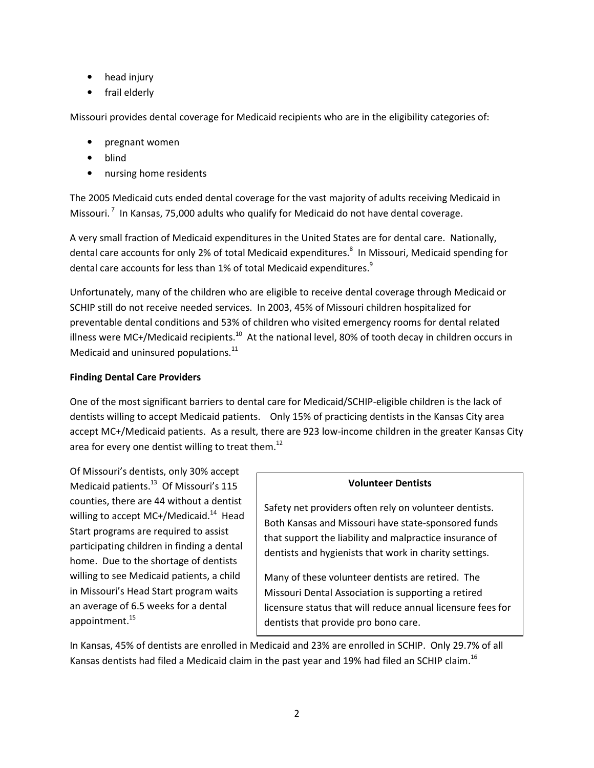- head injury
- frail elderly

Missouri provides dental coverage for Medicaid recipients who are in the eligibility categories of:

- pregnant women
- blind
- nursing home residents

The 2005 Medicaid cuts ended dental coverage for the vast majority of adults receiving Medicaid in Missouri.[7] In Kansas, 75,000 adults who qualify for Medicaid do not have dental coverage.

A very small fraction of Medicaid expenditures in the United States are for dental care. Nationally, dental care accounts for only 2% of total Medicaid expenditures.[8] In Missouri, Medicaid spending for dental care accounts for less than 1% of total Medicaid expenditures.[9]

Unfortunately, many of the children who are eligible to receive dental coverage through Medicaid or SCHIP still do not receive needed services. In 2003, 45% of Missouri children hospitalized for preventable dental conditions and 53% of children who visited emergency rooms for dental related illness were MC+/Medicaid recipients.[10] At the national level, 80% of tooth decay in children occurs in Medicaid and uninsured populations.[11]

**Finding Dental Care Providers**

One of the most significant barriers to dental care for Medicaid/SCHIP-eligible children is the lack of dentists willing to accept Medicaid patients. Only 15% of practicing dentists in the Kansas City area accept MC+/Medicaid patients. As a result, there are 923 low-income children in the greater Kansas City area for every one dentist willing to treat them.[12]

Of Missouri's dentists, only 30% accept Medicaid patients.[13] Of Missouri's 115 counties, there are 44 without a dentist willing to accept MC+/Medicaid.[14] Head Start programs are required to assist participating children in finding a dental home. Due to the shortage of dentists willing to see Medicaid patients, a child in Missouri's Head Start program waits an average of 6.5 weeks for a dental appointment.[15]

**Volunteer Dentists**

Safety net providers often rely on volunteer dentists. Both Kansas and Missouri have state-sponsored funds that support the liability and malpractice insurance of dentists and hygienists that work in charity settings.

Many of these volunteer dentists are retired. The Missouri Dental Association is supporting a retired licensure status that will reduce annual licensure fees for dentists that provide pro bono care.

In Kansas, 45% of dentists are enrolled in Medicaid and 23% are enrolled in SCHIP. Only 29.7% of all Kansas dentists had filed a Medicaid claim in the past year and 19% had filed an SCHIP claim.[16]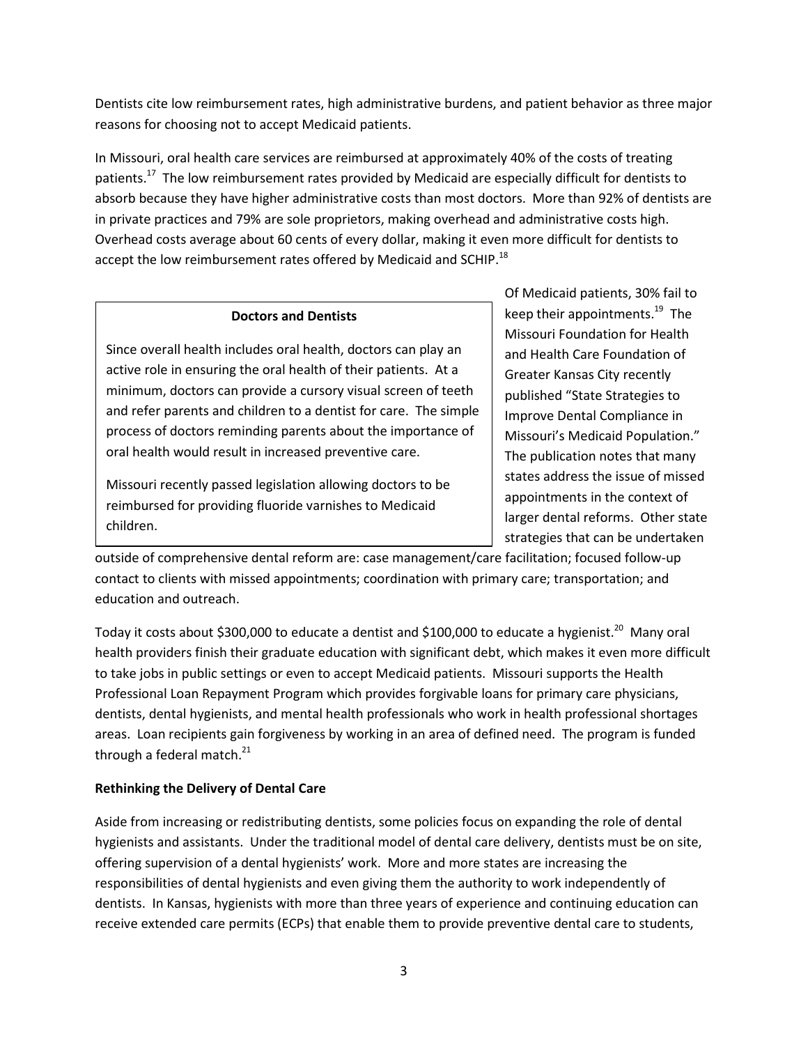Dentists cite low reimbursement rates, high administrative burdens, and patient behavior as three major reasons for choosing not to accept Medicaid patients.

In Missouri, oral health care services are reimbursed at approximately 40% of the costs of treating patients.[17] The low reimbursement rates provided by Medicaid are especially difficult for dentists to absorb because they have higher administrative costs than most doctors. More than 92% of dentists are in private practices and 79% are sole proprietors, making overhead and administrative costs high. Overhead costs average about 60 cents of every dollar, making it even more difficult for dentists to accept the low reimbursement rates offered by Medicaid and SCHIP.[18]

> **Doctors and Dentists**
>
> Since overall health includes oral health, doctors can play an active role in ensuring the oral health of their patients. At a minimum, doctors can provide a cursory visual screen of teeth and refer parents and children to a dentist for care. The simple process of doctors reminding parents about the importance of oral health would result in increased preventive care.
>
> Missouri recently passed legislation allowing doctors to be reimbursed for providing fluoride varnishes to Medicaid children.

Of Medicaid patients, 30% fail to keep their appointments.[19] The Missouri Foundation for Health and Health Care Foundation of Greater Kansas City recently published "State Strategies to Improve Dental Compliance in Missouri's Medicaid Population." The publication notes that many states address the issue of missed appointments in the context of larger dental reforms. Other state strategies that can be undertaken outside of comprehensive dental reform are: case management/care facilitation; focused follow-up contact to clients with missed appointments; coordination with primary care; transportation; and education and outreach.

Today it costs about $300,000 to educate a dentist and $100,000 to educate a hygienist.[20] Many oral health providers finish their graduate education with significant debt, which makes it even more difficult to take jobs in public settings or even to accept Medicaid patients. Missouri supports the Health Professional Loan Repayment Program which provides forgivable loans for primary care physicians, dentists, dental hygienists, and mental health professionals who work in health professional shortages areas. Loan recipients gain forgiveness by working in an area of defined need. The program is funded through a federal match.[21]

**Rethinking the Delivery of Dental Care**

Aside from increasing or redistributing dentists, some policies focus on expanding the role of dental hygienists and assistants. Under the traditional model of dental care delivery, dentists must be on site, offering supervision of a dental hygienists' work. More and more states are increasing the responsibilities of dental hygienists and even giving them the authority to work independently of dentists. In Kansas, hygienists with more than three years of experience and continuing education can receive extended care permits (ECPs) that enable them to provide preventive dental care to students,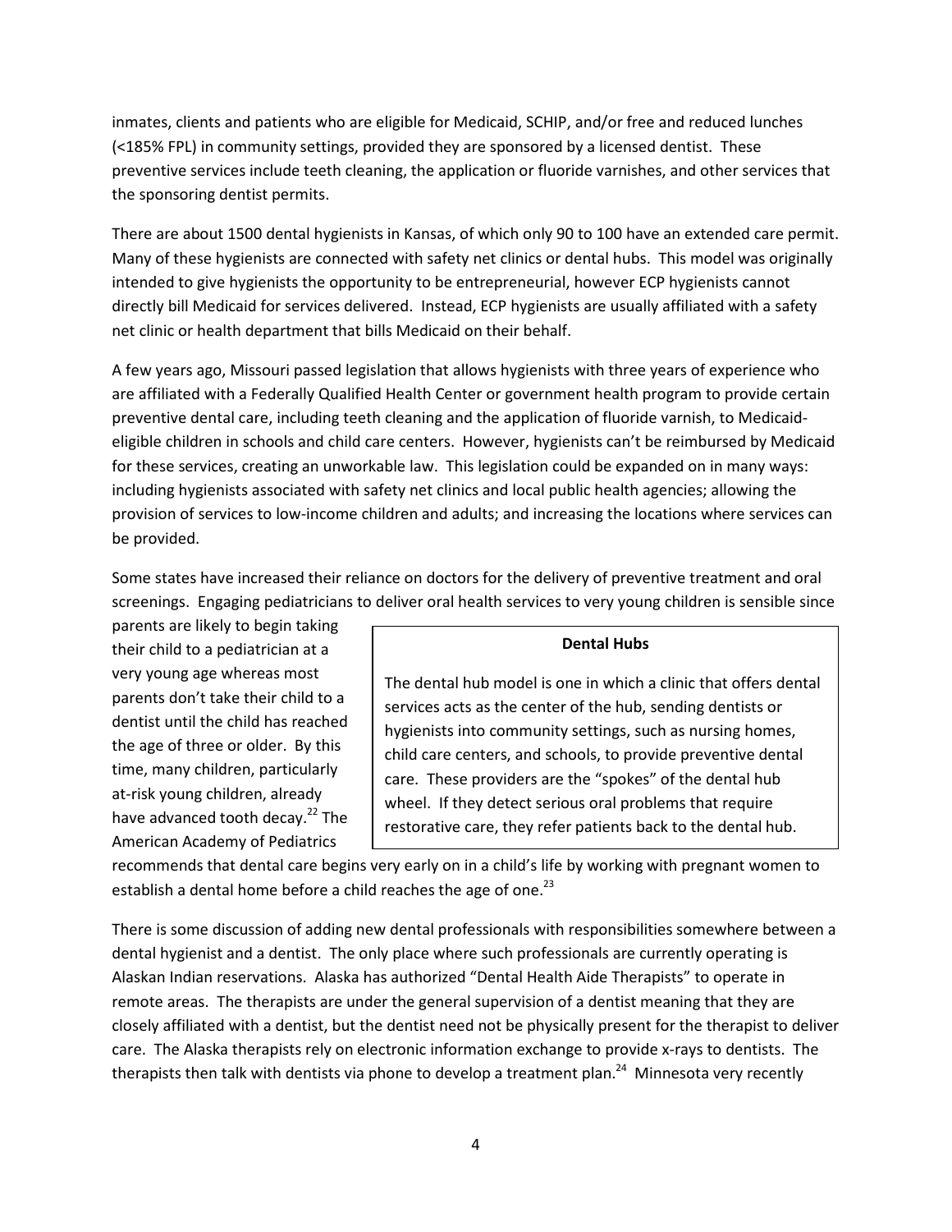inmates, clients and patients who are eligible for Medicaid, SCHIP, and/or free and reduced lunches (<185% FPL) in community settings, provided they are sponsored by a licensed dentist. These preventive services include teeth cleaning, the application or fluoride varnishes, and other services that the sponsoring dentist permits.

There are about 1500 dental hygienists in Kansas, of which only 90 to 100 have an extended care permit. Many of these hygienists are connected with safety net clinics or dental hubs. This model was originally intended to give hygienists the opportunity to be entrepreneurial, however ECP hygienists cannot directly bill Medicaid for services delivered. Instead, ECP hygienists are usually affiliated with a safety net clinic or health department that bills Medicaid on their behalf.

A few years ago, Missouri passed legislation that allows hygienists with three years of experience who are affiliated with a Federally Qualified Health Center or government health program to provide certain preventive dental care, including teeth cleaning and the application of fluoride varnish, to Medicaid-eligible children in schools and child care centers. However, hygienists can't be reimbursed by Medicaid for these services, creating an unworkable law. This legislation could be expanded on in many ways: including hygienists associated with safety net clinics and local public health agencies; allowing the provision of services to low-income children and adults; and increasing the locations where services can be provided.

Some states have increased their reliance on doctors for the delivery of preventive treatment and oral screenings. Engaging pediatricians to deliver oral health services to very young children is sensible since parents are likely to begin taking their child to a pediatrician at a very young age whereas most parents don't take their child to a dentist until the child has reached the age of three or older. By this time, many children, particularly at-risk young children, already have advanced tooth decay.[22] The American Academy of Pediatrics recommends that dental care begins very early on in a child's life by working with pregnant women to establish a dental home before a child reaches the age of one.[23]

> **Dental Hubs**
>
> The dental hub model is one in which a clinic that offers dental services acts as the center of the hub, sending dentists or hygienists into community settings, such as nursing homes, child care centers, and schools, to provide preventive dental care. These providers are the "spokes" of the dental hub wheel. If they detect serious oral problems that require restorative care, they refer patients back to the dental hub.

There is some discussion of adding new dental professionals with responsibilities somewhere between a dental hygienist and a dentist. The only place where such professionals are currently operating is Alaskan Indian reservations. Alaska has authorized "Dental Health Aide Therapists" to operate in remote areas. The therapists are under the general supervision of a dentist meaning that they are closely affiliated with a dentist, but the dentist need not be physically present for the therapist to deliver care. The Alaska therapists rely on electronic information exchange to provide x-rays to dentists. The therapists then talk with dentists via phone to develop a treatment plan.[24] Minnesota very recently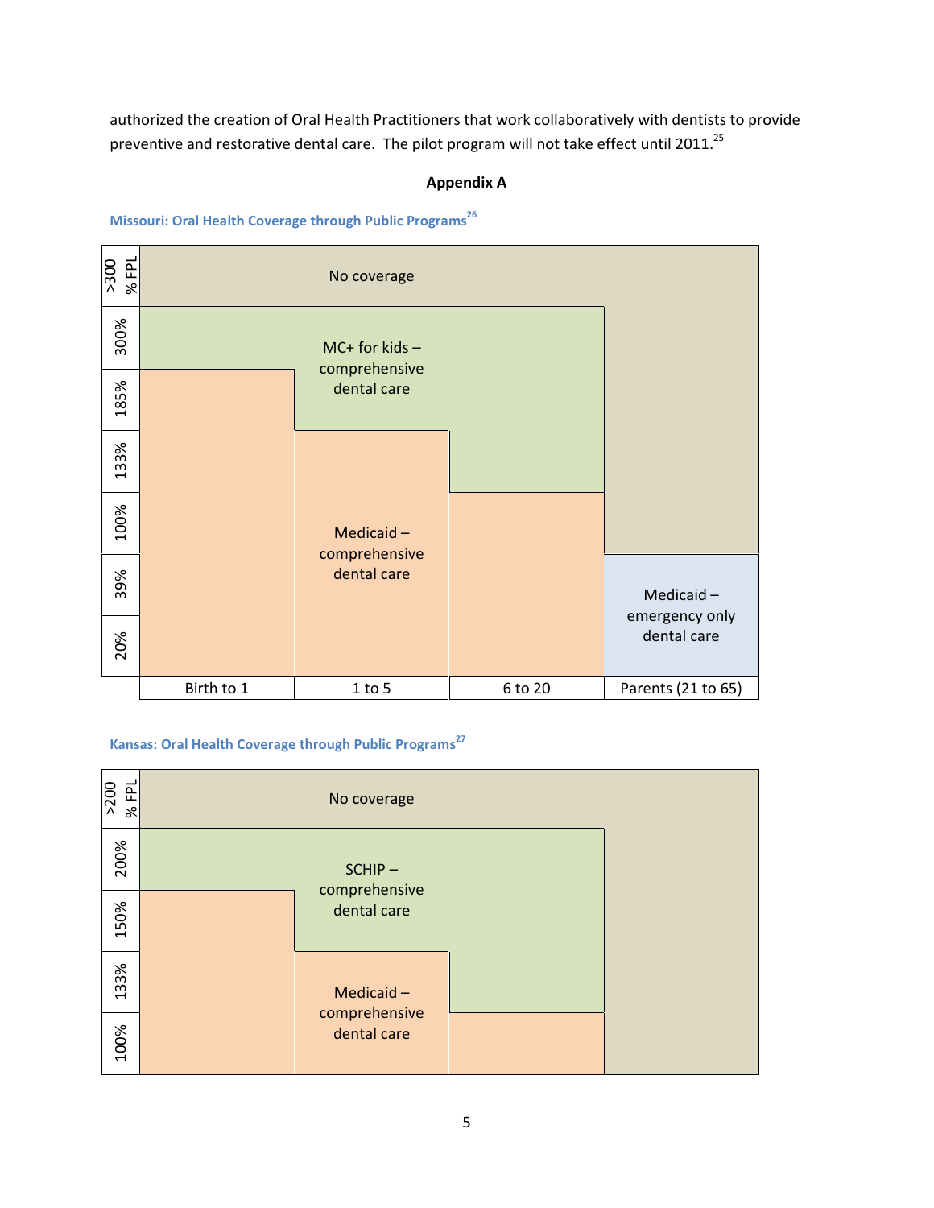authorized the creation of Oral Health Practitioners that work collaboratively with dentists to provide preventive and restorative dental care. The pilot program will not take effect until 2011.[25]

## Appendix A

### Missouri: Oral Health Coverage through Public Programs[26]

| % FPL | Birth to 1 | 1 to 5 | 6 to 20 | Parents (21 to 65) |
|---|---|---|---|---|
| >300 % FPL | No coverage | No coverage | No coverage | No coverage |
| 300% | MC+ for kids – comprehensive dental care | MC+ for kids – comprehensive dental care | MC+ for kids – comprehensive dental care | No coverage |
| 185% | Medicaid – comprehensive dental care | MC+ for kids – comprehensive dental care | MC+ for kids – comprehensive dental care | No coverage |
| 133% | Medicaid – comprehensive dental care | Medicaid – comprehensive dental care | MC+ for kids – comprehensive dental care | No coverage |
| 100% | Medicaid – comprehensive dental care | Medicaid – comprehensive dental care | Medicaid – comprehensive dental care | No coverage |
| 39% | Medicaid – comprehensive dental care | Medicaid – comprehensive dental care | Medicaid – comprehensive dental care | Medicaid – emergency only dental care |
| 20% | Medicaid – comprehensive dental care | Medicaid – comprehensive dental care | Medicaid – comprehensive dental care | Medicaid – emergency only dental care |

### Kansas: Oral Health Coverage through Public Programs[27]

| % FPL | Birth to 1 | 1 to 5 | 6 to 20 | Parents (21 to 65) |
|---|---|---|---|---|
| >200 % FPL | No coverage | No coverage | No coverage | No coverage |
| 200% | SCHIP – comprehensive dental care | SCHIP – comprehensive dental care | SCHIP – comprehensive dental care | No coverage |
| 150% | Medicaid – comprehensive dental care | SCHIP – comprehensive dental care | SCHIP – comprehensive dental care | No coverage |
| 133% | Medicaid – comprehensive dental care | Medicaid – comprehensive dental care | SCHIP – comprehensive dental care | No coverage |
| 100% | Medicaid – comprehensive dental care | Medicaid – comprehensive dental care | Medicaid – comprehensive dental care | No coverage |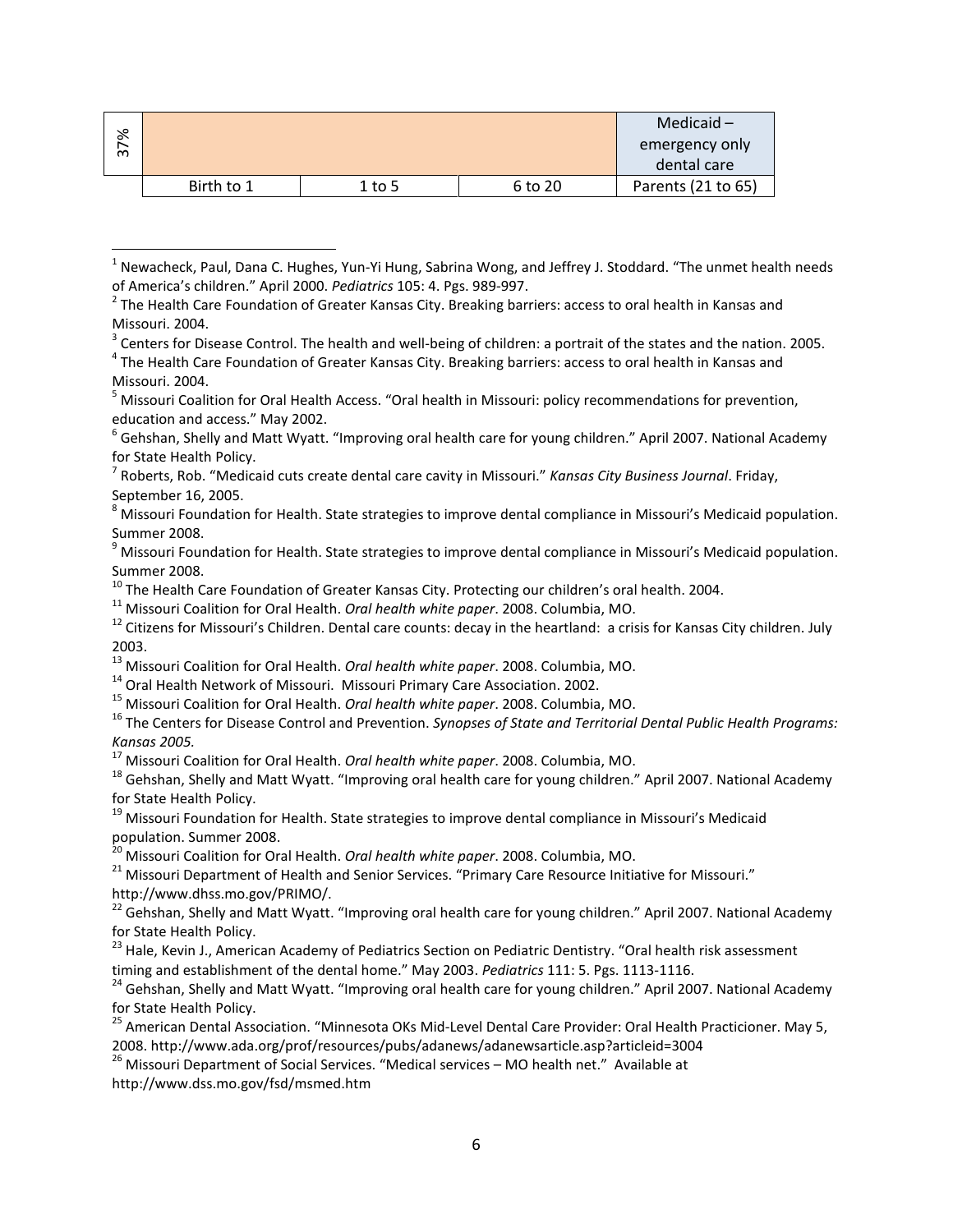| | | | | |
|---|---|---|---|---|
| 37% | | | | Medicaid – emergency only dental care |
| | Birth to 1 | 1 to 5 | 6 to 20 | Parents (21 to 65) |

[1] Newacheck, Paul, Dana C. Hughes, Yun-Yi Hung, Sabrina Wong, and Jeffrey J. Stoddard. "The unmet health needs of America's children." April 2000. *Pediatrics* 105: 4. Pgs. 989-997.

[2] The Health Care Foundation of Greater Kansas City. Breaking barriers: access to oral health in Kansas and Missouri. 2004.

[3] Centers for Disease Control. The health and well-being of children: a portrait of the states and the nation. 2005.

[4] The Health Care Foundation of Greater Kansas City. Breaking barriers: access to oral health in Kansas and Missouri. 2004.

[5] Missouri Coalition for Oral Health Access. "Oral health in Missouri: policy recommendations for prevention, education and access." May 2002.

[6] Gehshan, Shelly and Matt Wyatt. "Improving oral health care for young children." April 2007. National Academy for State Health Policy.

[7] Roberts, Rob. "Medicaid cuts create dental care cavity in Missouri." *Kansas City Business Journal*. Friday, September 16, 2005.

[8] Missouri Foundation for Health. State strategies to improve dental compliance in Missouri's Medicaid population. Summer 2008.

[9] Missouri Foundation for Health. State strategies to improve dental compliance in Missouri's Medicaid population. Summer 2008.

[10] The Health Care Foundation of Greater Kansas City. Protecting our children's oral health. 2004.

[11] Missouri Coalition for Oral Health. *Oral health white paper*. 2008. Columbia, MO.

[12] Citizens for Missouri's Children. Dental care counts: decay in the heartland: a crisis for Kansas City children. July 2003.

[13] Missouri Coalition for Oral Health. *Oral health white paper*. 2008. Columbia, MO.

[14] Oral Health Network of Missouri. Missouri Primary Care Association. 2002.

[15] Missouri Coalition for Oral Health. *Oral health white paper*. 2008. Columbia, MO.

[16] The Centers for Disease Control and Prevention. *Synopses of State and Territorial Dental Public Health Programs: Kansas 2005.*

[17] Missouri Coalition for Oral Health. *Oral health white paper*. 2008. Columbia, MO.

[18] Gehshan, Shelly and Matt Wyatt. "Improving oral health care for young children." April 2007. National Academy for State Health Policy.

[19] Missouri Foundation for Health. State strategies to improve dental compliance in Missouri's Medicaid population. Summer 2008.

[20] Missouri Coalition for Oral Health. *Oral health white paper*. 2008. Columbia, MO.

[21] Missouri Department of Health and Senior Services. "Primary Care Resource Initiative for Missouri." http://www.dhss.mo.gov/PRIMO/.

[22] Gehshan, Shelly and Matt Wyatt. "Improving oral health care for young children." April 2007. National Academy for State Health Policy.

[23] Hale, Kevin J., American Academy of Pediatrics Section on Pediatric Dentistry. "Oral health risk assessment timing and establishment of the dental home." May 2003. *Pediatrics* 111: 5. Pgs. 1113-1116.

[24] Gehshan, Shelly and Matt Wyatt. "Improving oral health care for young children." April 2007. National Academy for State Health Policy.

[25] American Dental Association. "Minnesota OKs Mid-Level Dental Care Provider: Oral Health Practicioner. May 5, 2008. http://www.ada.org/prof/resources/pubs/adanews/adanewsarticle.asp?articleid=3004

[26] Missouri Department of Social Services. "Medical services – MO health net." Available at http://www.dss.mo.gov/fsd/msmed.htm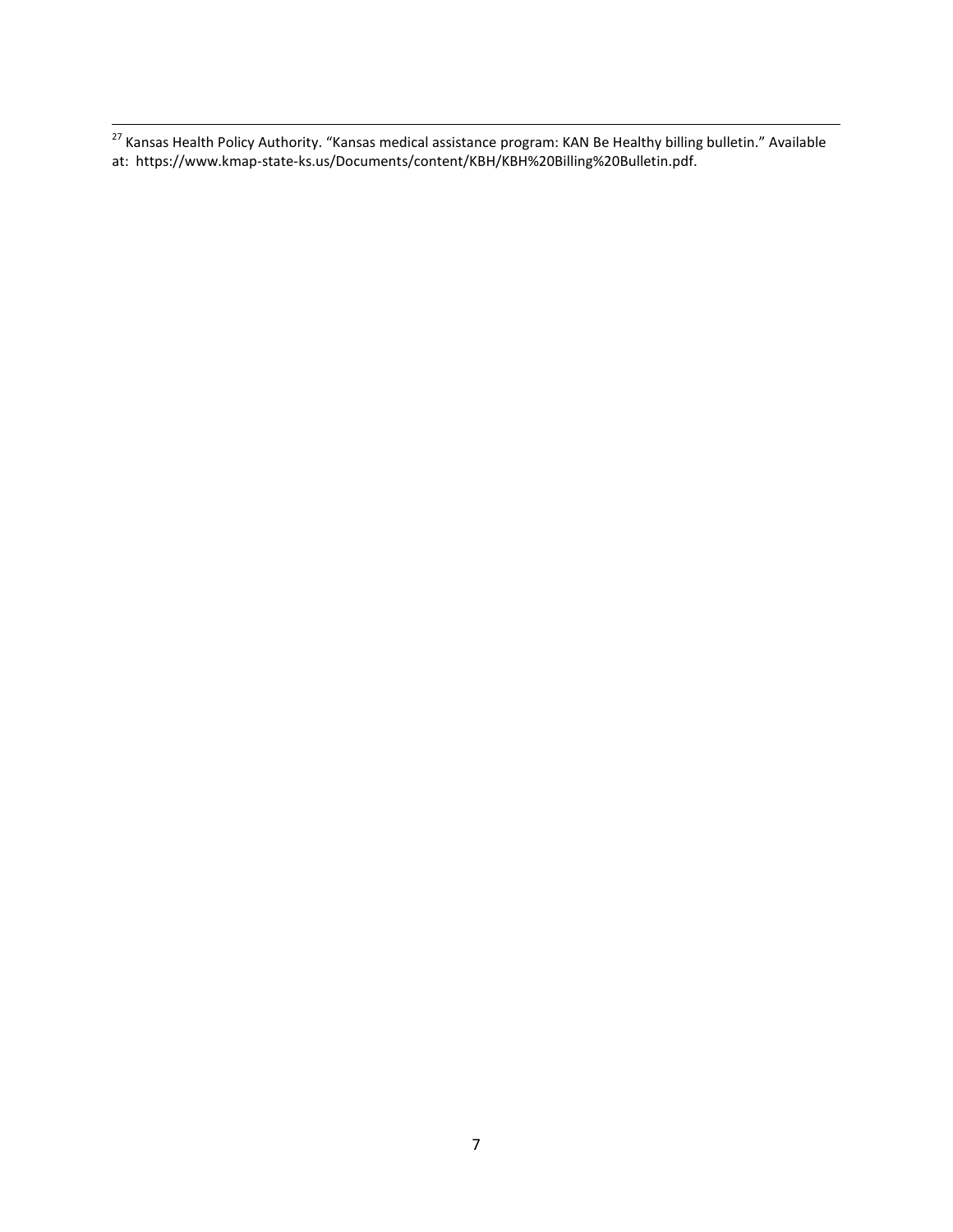[27] Kansas Health Policy Authority. "Kansas medical assistance program: KAN Be Healthy billing bulletin." Available at: https://www.kmap-state-ks.us/Documents/content/KBH/KBH%20Billing%20Bulletin.pdf.